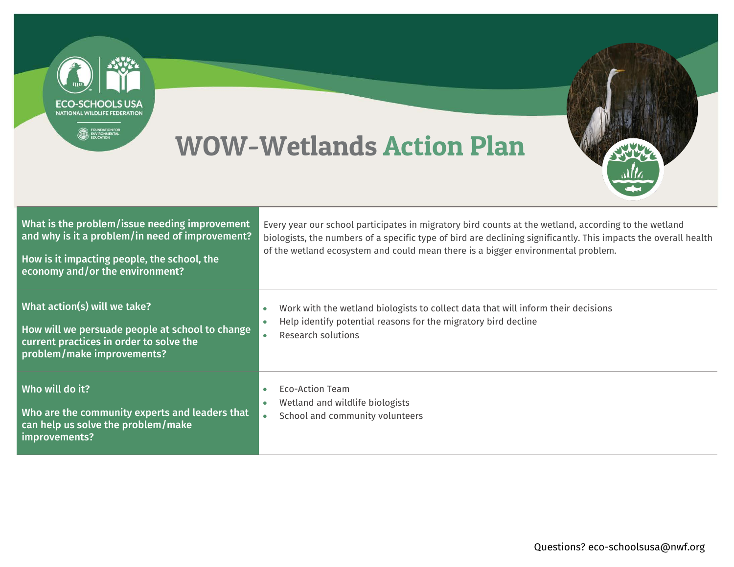ECO-SCHOOLS USA
NATIONAL WILDLIFE FEDERATION
FOUNDATION FOR ENVIRONMENTAL EDUCATION

# WOW-Wetlands Action Plan

| | |
|---|---|
| **What is the problem/issue needing improvement and why is it a problem/in need of improvement?**<br><br>**How is it impacting people, the school, the economy and/or the environment?** | Every year our school participates in migratory bird counts at the wetland, according to the wetland biologists, the numbers of a specific type of bird are declining significantly. This impacts the overall health of the wetland ecosystem and could mean there is a bigger environmental problem. |
| **What action(s) will we take?**<br><br>**How will we persuade people at school to change current practices in order to solve the problem/make improvements?** | • Work with the wetland biologists to collect data that will inform their decisions<br>• Help identify potential reasons for the migratory bird decline<br>• Research solutions |
| **Who will do it?**<br><br>**Who are the community experts and leaders that can help us solve the problem/make improvements?** | • Eco-Action Team<br>• Wetland and wildlife biologists<br>• School and community volunteers |

Questions? eco-schoolsusa@nwf.org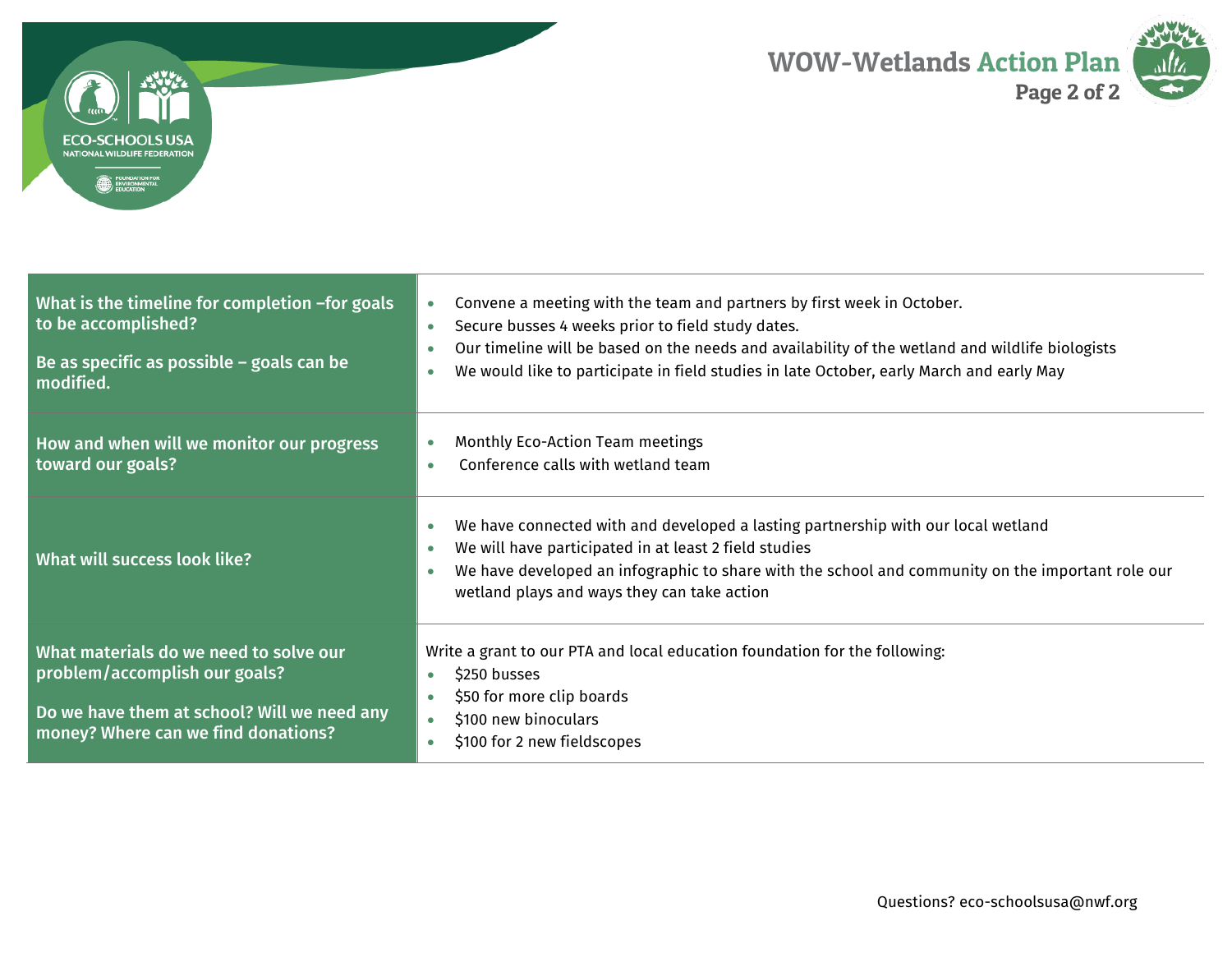# WOW-Wetlands Action Plan

| | |
|---|---|
| **What is the timeline for completion –for goals to be accomplished?**<br><br>**Be as specific as possible – goals can be modified.** | • Convene a meeting with the team and partners by first week in October.<br>• Secure busses 4 weeks prior to field study dates.<br>• Our timeline will be based on the needs and availability of the wetland and wildlife biologists<br>• We would like to participate in field studies in late October, early March and early May |
| **How and when will we monitor our progress toward our goals?** | • Monthly Eco-Action Team meetings<br>• Conference calls with wetland team |
| **What will success look like?** | • We have connected with and developed a lasting partnership with our local wetland<br>• We will have participated in at least 2 field studies<br>• We have developed an infographic to share with the school and community on the important role our wetland plays and ways they can take action |
| **What materials do we need to solve our problem/accomplish our goals?**<br><br>**Do we have them at school? Will we need any money? Where can we find donations?** | Write a grant to our PTA and local education foundation for the following:<br>• $250 busses<br>• $50 for more clip boards<br>• $100 new binoculars<br>• $100 for 2 new fieldscopes |

Questions? eco-schoolsusa@nwf.org